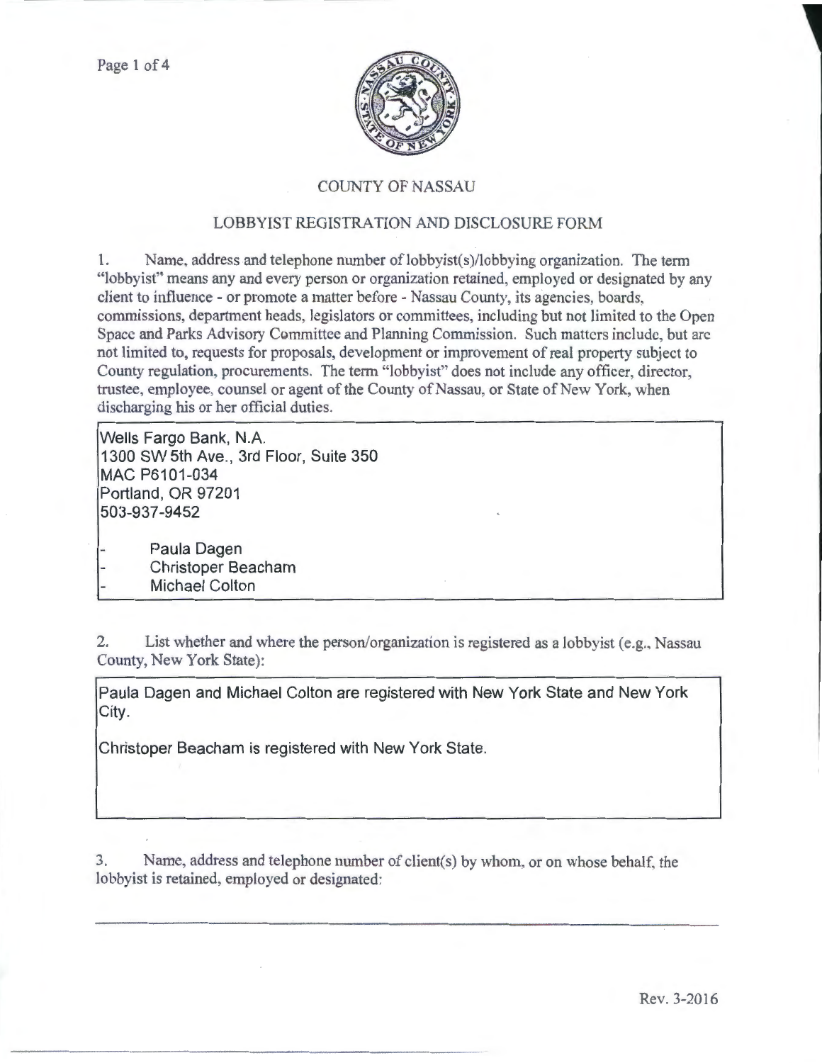COUNTY OF NASSAU

LOBBYIST REGISTRATION AND DISCLOSURE FORM

1. Name, address and telephone number of lobbyist(s)/lobbying organization. The term "lobbyist" means any and every person or organization retained, employed or designated by any client to influence - or promote a matter before - Nassau County, its agencies, boards, commissions, department heads, legislators or committees, including but not limited to the Open Space and Parks Advisory Committee and Planning Commission. Such matters include, but are not limited to, requests for proposals, development or improvement of real property subject to County regulation, procurements. The term "lobbyist" does not include any officer, director, trustee, employee, counsel or agent of the County of Nassau, or State of New York, when discharging his or her official duties.

Wells Fargo Bank, N.A.
1300 SW 5th Ave., 3rd Floor, Suite 350
MAC P6101-034
Portland, OR 97201
503-937-9452

- Paula Dagen
- Christoper Beacham
- Michael Colton

2. List whether and where the person/organization is registered as a lobbyist (e.g., Nassau County, New York State):

Paula Dagen and Michael Colton are registered with New York State and New York City.

Christoper Beacham is registered with New York State.

3. Name, address and telephone number of client(s) by whom, or on whose behalf, the lobbyist is retained, employed or designated:

Rev. 3-2016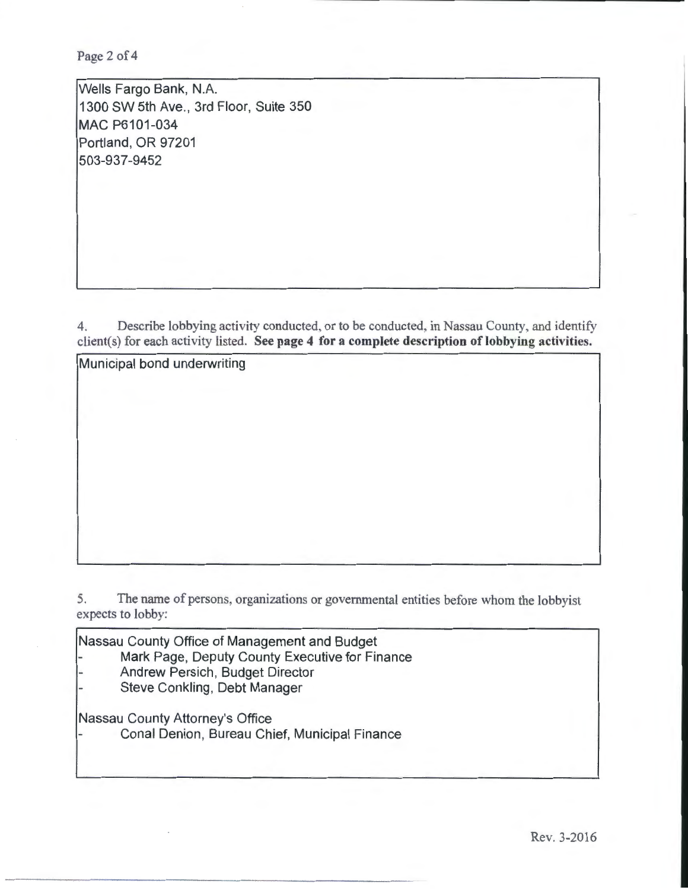Wells Fargo Bank, N.A.
1300 SW 5th Ave., 3rd Floor, Suite 350
MAC P6101-034
Portland, OR 97201
503-937-9452

4. Describe lobbying activity conducted, or to be conducted, in Nassau County, and identify client(s) for each activity listed. **See page 4 for a complete description of lobbying activities.**

Municipal bond underwriting

5. The name of persons, organizations or governmental entities before whom the lobbyist expects to lobby:

Nassau County Office of Management and Budget

- Mark Page, Deputy County Executive for Finance
- Andrew Persich, Budget Director
- Steve Conkling, Debt Manager

Nassau County Attorney's Office

- Conal Denion, Bureau Chief, Municipal Finance

Rev. 3-2016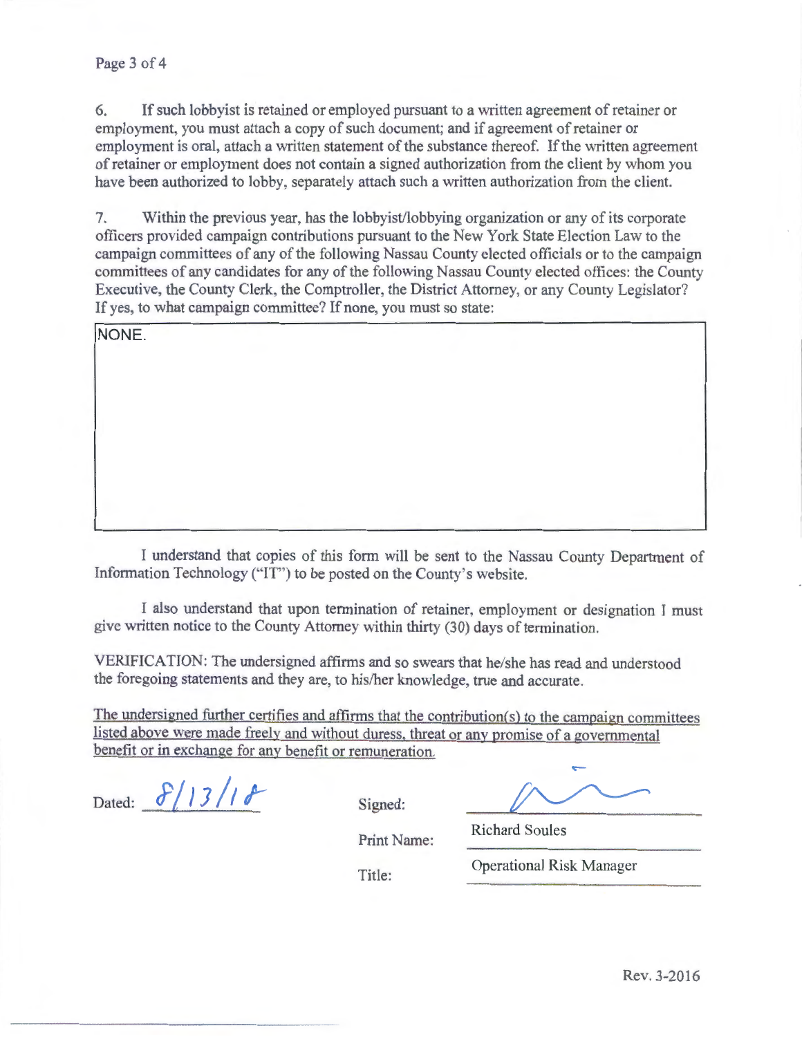6. If such lobbyist is retained or employed pursuant to a written agreement of retainer or employment, you must attach a copy of such document; and if agreement of retainer or employment is oral, attach a written statement of the substance thereof. If the written agreement of retainer or employment does not contain a signed authorization from the client by whom you have been authorized to lobby, separately attach such a written authorization from the client.

7. Within the previous year, has the lobbyist/lobbying organization or any of its corporate officers provided campaign contributions pursuant to the New York State Election Law to the campaign committees of any of the following Nassau County elected officials or to the campaign committees of any candidates for any of the following Nassau County elected offices: the County Executive, the County Clerk, the Comptroller, the District Attorney, or any County Legislator? If yes, to what campaign committee? If none, you must so state:

NONE.

I understand that copies of this form will be sent to the Nassau County Department of Information Technology ("IT") to be posted on the County's website.

I also understand that upon termination of retainer, employment or designation I must give written notice to the County Attorney within thirty (30) days of termination.

VERIFICATION: The undersigned affirms and so swears that he/she has read and understood the foregoing statements and they are, to his/her knowledge, true and accurate.

The undersigned further certifies and affirms that the contribution(s) to the campaign committees listed above were made freely and without duress, threat or any promise of a governmental benefit or in exchange for any benefit or remuneration.

Dated: 8/13/18

Signed: [signature]

Print Name: Richard Soules

Title: Operational Risk Manager

Rev. 3-2016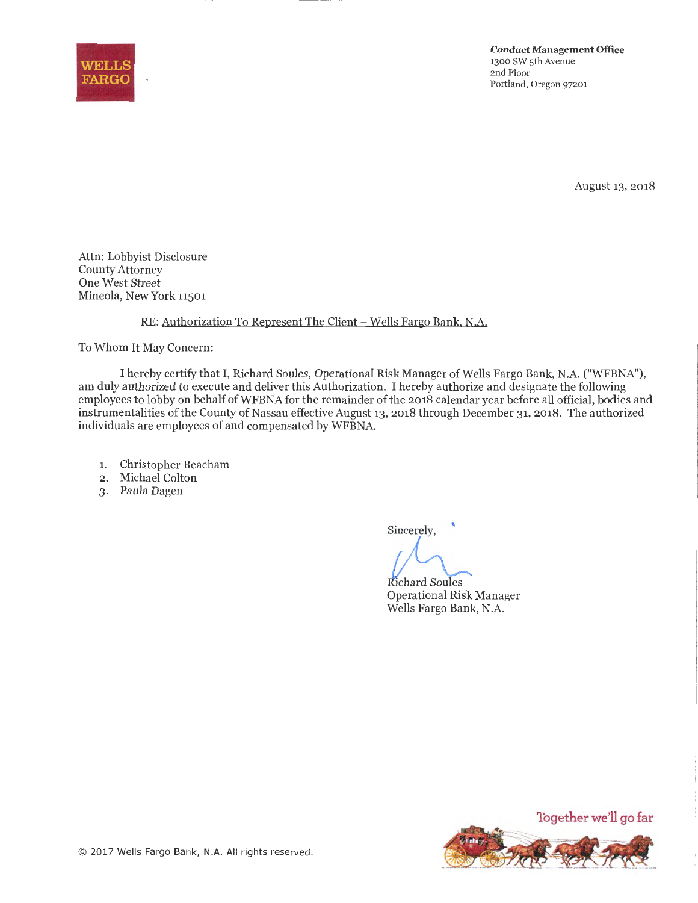WELLS FARGO

**Conduct Management Office**
1300 SW 5th Avenue
2nd Floor
Portland, Oregon 97201

August 13, 2018

Attn: Lobbyist Disclosure
County Attorney
One West Street
Mineola, New York 11501

RE: Authorization To Represent The Client – Wells Fargo Bank, N.A.

To Whom It May Concern:

I hereby certify that I, Richard Soules, Operational Risk Manager of Wells Fargo Bank, N.A. ("WFBNA"), am duly authorized to execute and deliver this Authorization. I hereby authorize and designate the following employees to lobby on behalf of WFBNA for the remainder of the 2018 calendar year before all official, bodies and instrumentalities of the County of Nassau effective August 13, 2018 through December 31, 2018. The authorized individuals are employees of and compensated by WFBNA.

1. Christopher Beacham
2. Michael Colton
3. Paula Dagen

Sincerely,

Richard Soules
Operational Risk Manager
Wells Fargo Bank, N.A.

Together we'll go far

© 2017 Wells Fargo Bank, N.A. All rights reserved.